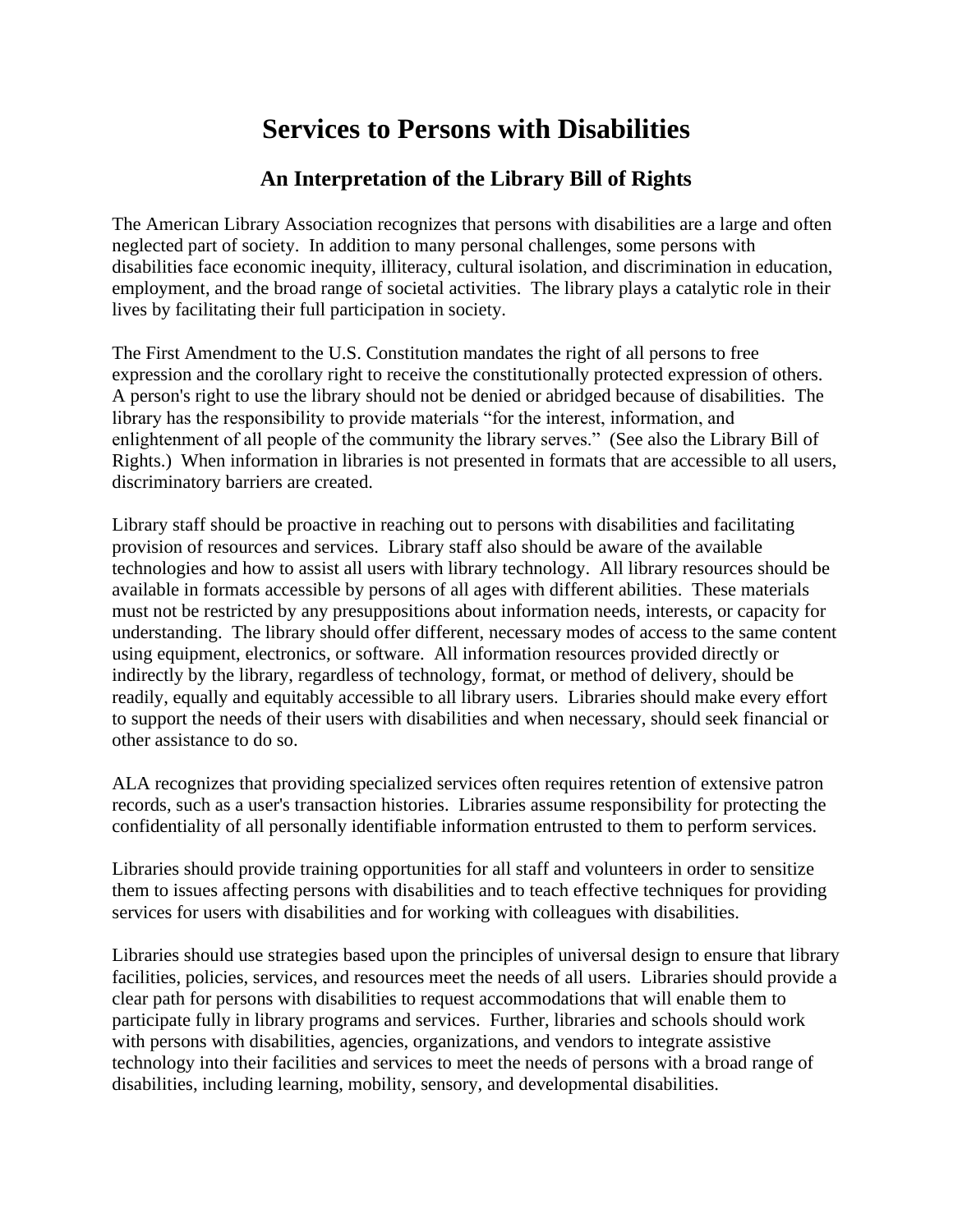# Services to Persons with Disabilities

## An Interpretation of the Library Bill of Rights

The American Library Association recognizes that persons with disabilities are a large and often neglected part of society. In addition to many personal challenges, some persons with disabilities face economic inequity, illiteracy, cultural isolation, and discrimination in education, employment, and the broad range of societal activities. The library plays a catalytic role in their lives by facilitating their full participation in society.

The First Amendment to the U.S. Constitution mandates the right of all persons to free expression and the corollary right to receive the constitutionally protected expression of others. A person's right to use the library should not be denied or abridged because of disabilities. The library has the responsibility to provide materials "for the interest, information, and enlightenment of all people of the community the library serves." (See also the Library Bill of Rights.) When information in libraries is not presented in formats that are accessible to all users, discriminatory barriers are created.

Library staff should be proactive in reaching out to persons with disabilities and facilitating provision of resources and services. Library staff also should be aware of the available technologies and how to assist all users with library technology. All library resources should be available in formats accessible by persons of all ages with different abilities. These materials must not be restricted by any presuppositions about information needs, interests, or capacity for understanding. The library should offer different, necessary modes of access to the same content using equipment, electronics, or software. All information resources provided directly or indirectly by the library, regardless of technology, format, or method of delivery, should be readily, equally and equitably accessible to all library users. Libraries should make every effort to support the needs of their users with disabilities and when necessary, should seek financial or other assistance to do so.

ALA recognizes that providing specialized services often requires retention of extensive patron records, such as a user's transaction histories. Libraries assume responsibility for protecting the confidentiality of all personally identifiable information entrusted to them to perform services.

Libraries should provide training opportunities for all staff and volunteers in order to sensitize them to issues affecting persons with disabilities and to teach effective techniques for providing services for users with disabilities and for working with colleagues with disabilities.

Libraries should use strategies based upon the principles of universal design to ensure that library facilities, policies, services, and resources meet the needs of all users. Libraries should provide a clear path for persons with disabilities to request accommodations that will enable them to participate fully in library programs and services. Further, libraries and schools should work with persons with disabilities, agencies, organizations, and vendors to integrate assistive technology into their facilities and services to meet the needs of persons with a broad range of disabilities, including learning, mobility, sensory, and developmental disabilities.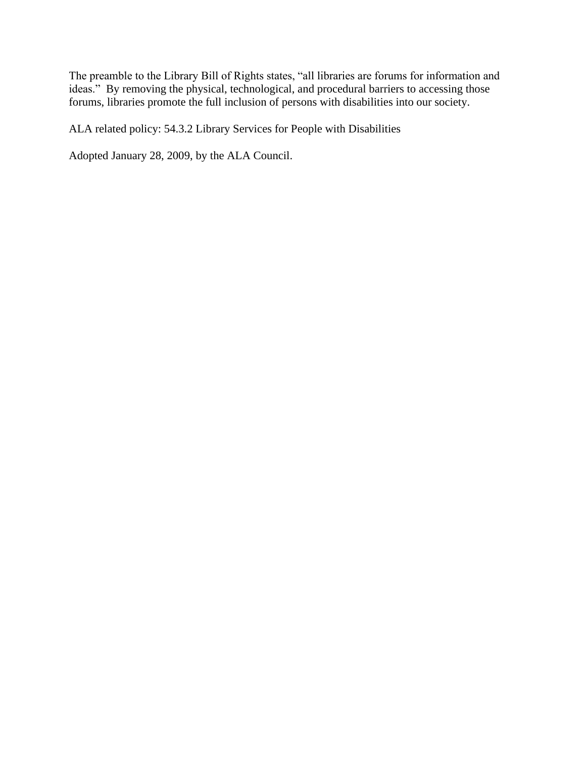The preamble to the Library Bill of Rights states, "all libraries are forums for information and ideas." By removing the physical, technological, and procedural barriers to accessing those forums, libraries promote the full inclusion of persons with disabilities into our society.

ALA related policy: 54.3.2 Library Services for People with Disabilities

Adopted January 28, 2009, by the ALA Council.